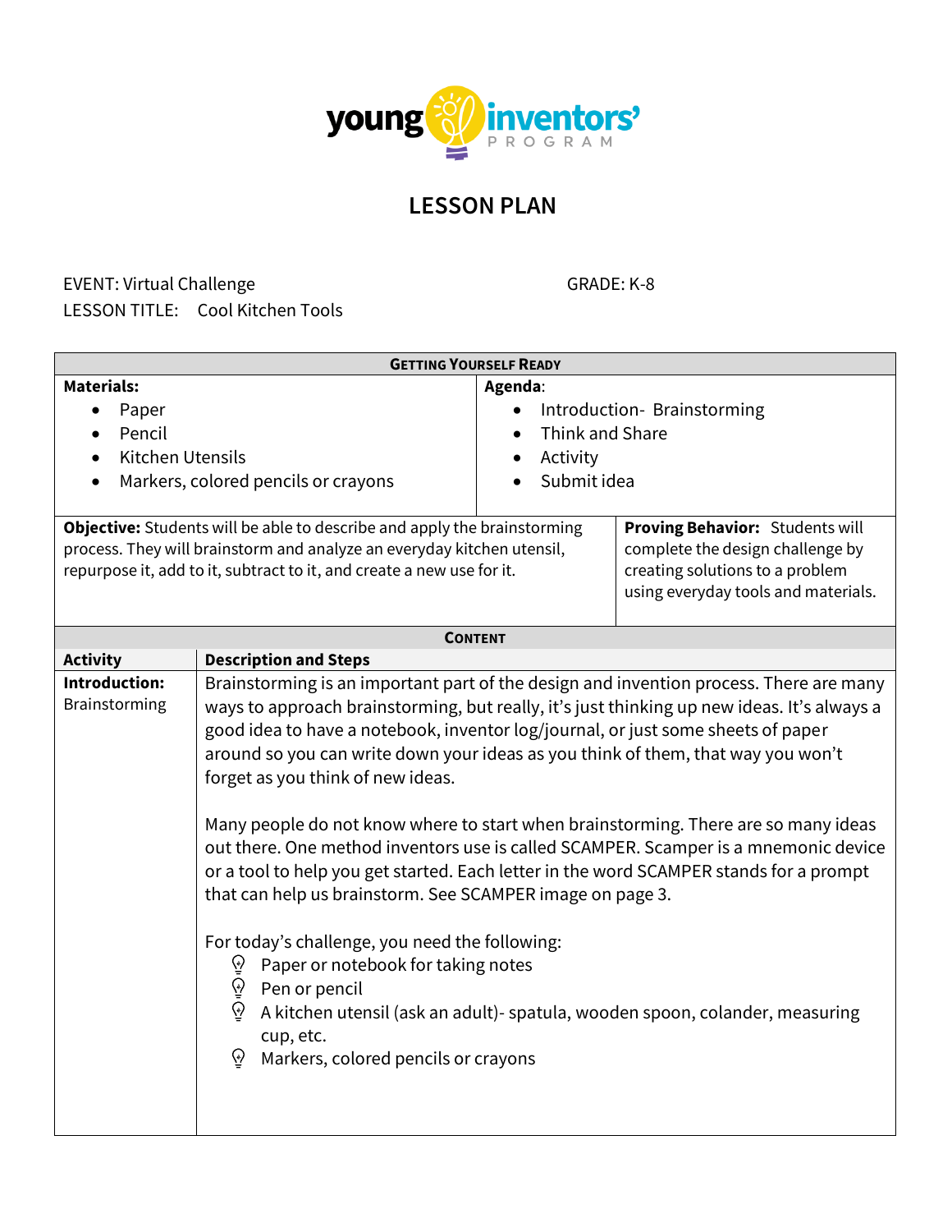young inventors' PROGRAM

# LESSON PLAN

EVENT: Virtual Challenge GRADE: K-8

LESSON TITLE: Cool Kitchen Tools

## Getting Yourself Ready

**Materials:**

- Paper
- Pencil
- Kitchen Utensils
- Markers, colored pencils or crayons

**Agenda**:

- Introduction- Brainstorming
- Think and Share
- Activity
- Submit idea

**Objective:** Students will be able to describe and apply the brainstorming process. They will brainstorm and analyze an everyday kitchen utensil, repurpose it, add to it, subtract to it, and create a new use for it.

**Proving Behavior:** Students will complete the design challenge by creating solutions to a problem using everyday tools and materials.

## Content

| Activity | Description and Steps |
|---|---|
| **Introduction:** Brainstorming | Brainstorming is an important part of the design and invention process. There are many ways to approach brainstorming, but really, it's just thinking up new ideas. It's always a good idea to have a notebook, inventor log/journal, or just some sheets of paper around so you can write down your ideas as you think of them, that way you won't forget as you think of new ideas.<br><br>Many people do not know where to start when brainstorming. There are so many ideas out there. One method inventors use is called SCAMPER. Scamper is a mnemonic device or a tool to help you get started. Each letter in the word SCAMPER stands for a prompt that can help us brainstorm. See SCAMPER image on page 3.<br><br>For today's challenge, you need the following:<br>- Paper or notebook for taking notes<br>- Pen or pencil<br>- A kitchen utensil (ask an adult)- spatula, wooden spoon, colander, measuring cup, etc.<br>- Markers, colored pencils or crayons |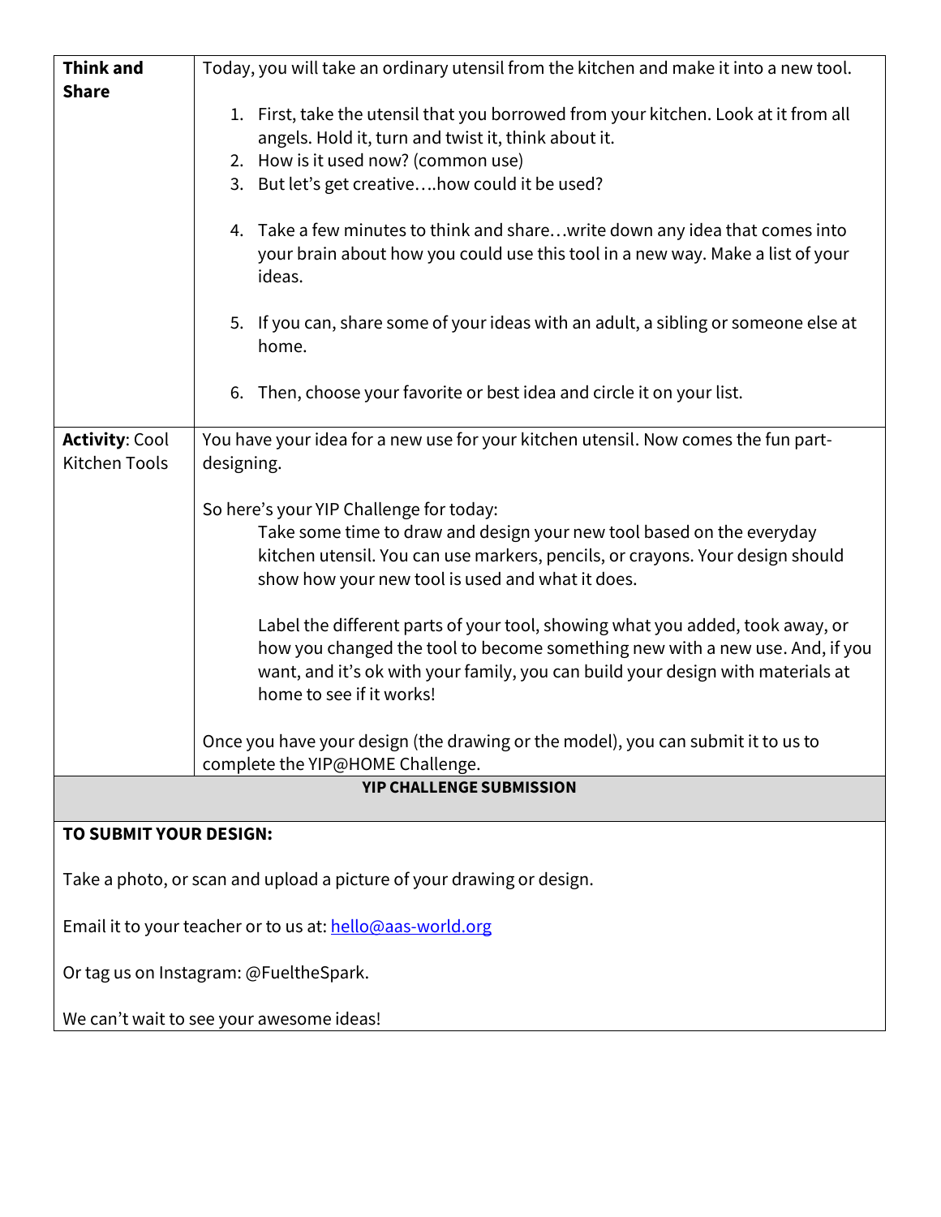| | |
|---|---|
| **Think and Share** | Today, you will take an ordinary utensil from the kitchen and make it into a new tool.<br><br>1. First, take the utensil that you borrowed from your kitchen. Look at it from all angels. Hold it, turn and twist it, think about it.<br>2. How is it used now? (common use)<br>3. But let's get creative….how could it be used?<br><br>4. Take a few minutes to think and share…write down any idea that comes into your brain about how you could use this tool in a new way. Make a list of your ideas.<br><br>5. If you can, share some of your ideas with an adult, a sibling or someone else at home.<br><br>6. Then, choose your favorite or best idea and circle it on your list. |
| **Activity**: Cool Kitchen Tools | You have your idea for a new use for your kitchen utensil. Now comes the fun part-designing.<br><br>So here's your YIP Challenge for today:<br>Take some time to draw and design your new tool based on the everyday kitchen utensil. You can use markers, pencils, or crayons. Your design should show how your new tool is used and what it does.<br><br>Label the different parts of your tool, showing what you added, took away, or how you changed the tool to become something new with a new use. And, if you want, and it's ok with your family, you can build your design with materials at home to see if it works!<br><br>Once you have your design (the drawing or the model), you can submit it to us to complete the YIP@HOME Challenge. |

**YIP CHALLENGE SUBMISSION**

**TO SUBMIT YOUR DESIGN:**

Take a photo, or scan and upload a picture of your drawing or design.

Email it to your teacher or to us at: hello@aas-world.org

Or tag us on Instagram: @FueltheSpark.

We can't wait to see your awesome ideas!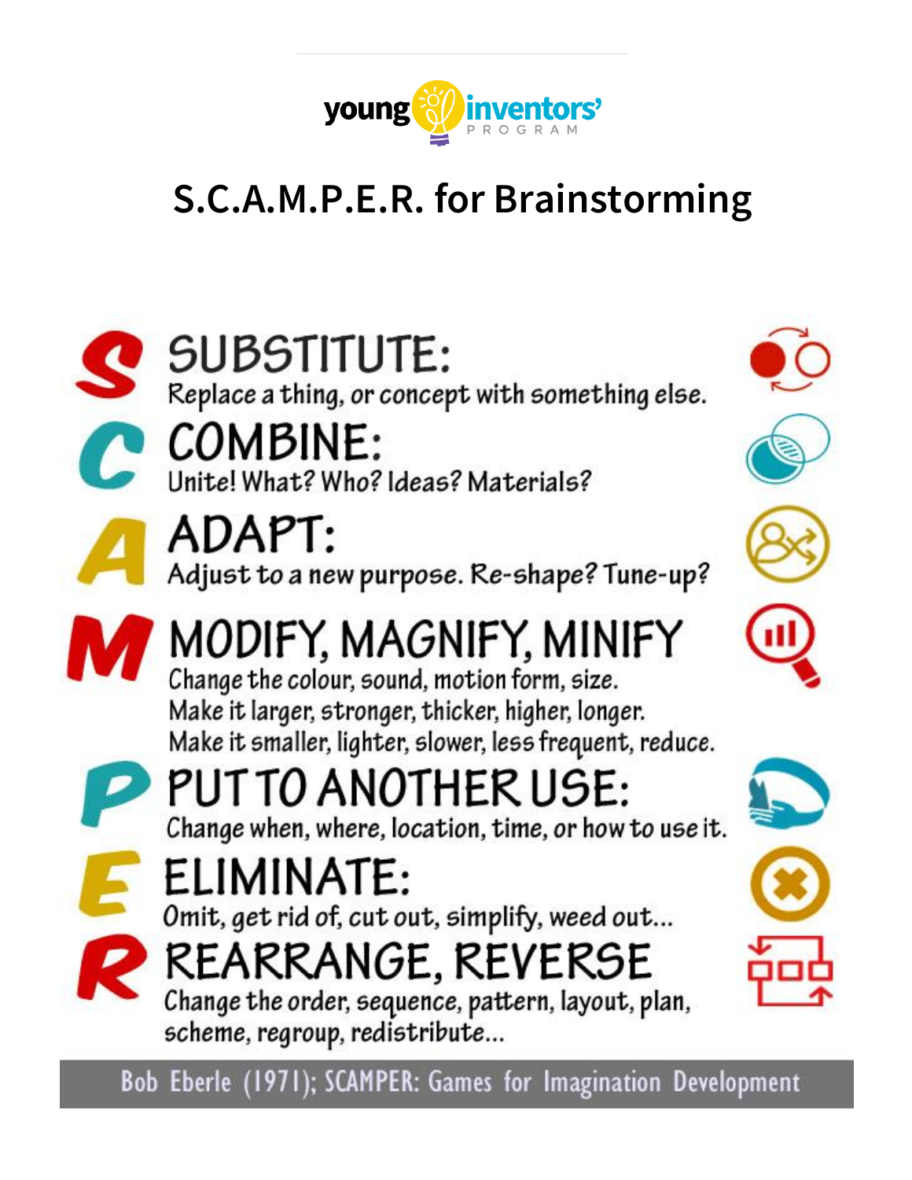young inventors' PROGRAM

# S.C.A.M.P.E.R. for Brainstorming

**S** — **SUBSTITUTE:**
Replace a thing, or concept with something else.

**C** — **COMBINE:**
Unite! What? Who? Ideas? Materials?

**A** — **ADAPT:**
Adjust to a new purpose. Re-shape? Tune-up?

**M** — **MODIFY, MAGNIFY, MINIFY**
Change the colour, sound, motion form, size.
Make it larger, stronger, thicker, higher, longer.
Make it smaller, lighter, slower, less frequent, reduce.

**P** — **PUT TO ANOTHER USE:**
Change when, where, location, time, or how to use it.

**E** — **ELIMINATE:**
Omit, get rid of, cut out, simplify, weed out...

**R** — **REARRANGE, REVERSE**
Change the order, sequence, pattern, layout, plan, scheme, regroup, redistribute...

Bob Eberle (1971); SCAMPER: Games for Imagination Development